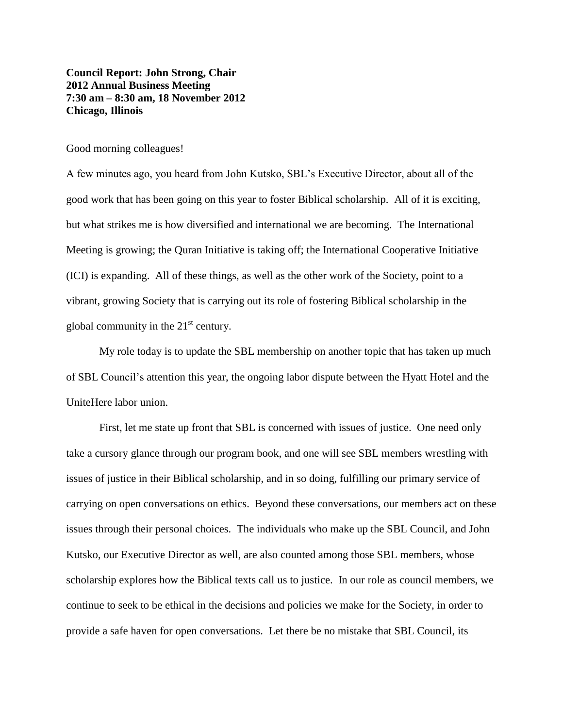**Council Report: John Strong, Chair**
**2012 Annual Business Meeting**
**7:30 am – 8:30 am, 18 November 2012**
**Chicago, Illinois**

Good morning colleagues!

A few minutes ago, you heard from John Kutsko, SBL's Executive Director, about all of the good work that has been going on this year to foster Biblical scholarship. All of it is exciting, but what strikes me is how diversified and international we are becoming. The International Meeting is growing; the Quran Initiative is taking off; the International Cooperative Initiative (ICI) is expanding. All of these things, as well as the other work of the Society, point to a vibrant, growing Society that is carrying out its role of fostering Biblical scholarship in the global community in the 21st century.

My role today is to update the SBL membership on another topic that has taken up much of SBL Council's attention this year, the ongoing labor dispute between the Hyatt Hotel and the UniteHere labor union.

First, let me state up front that SBL is concerned with issues of justice. One need only take a cursory glance through our program book, and one will see SBL members wrestling with issues of justice in their Biblical scholarship, and in so doing, fulfilling our primary service of carrying on open conversations on ethics. Beyond these conversations, our members act on these issues through their personal choices. The individuals who make up the SBL Council, and John Kutsko, our Executive Director as well, are also counted among those SBL members, whose scholarship explores how the Biblical texts call us to justice. In our role as council members, we continue to seek to be ethical in the decisions and policies we make for the Society, in order to provide a safe haven for open conversations. Let there be no mistake that SBL Council, its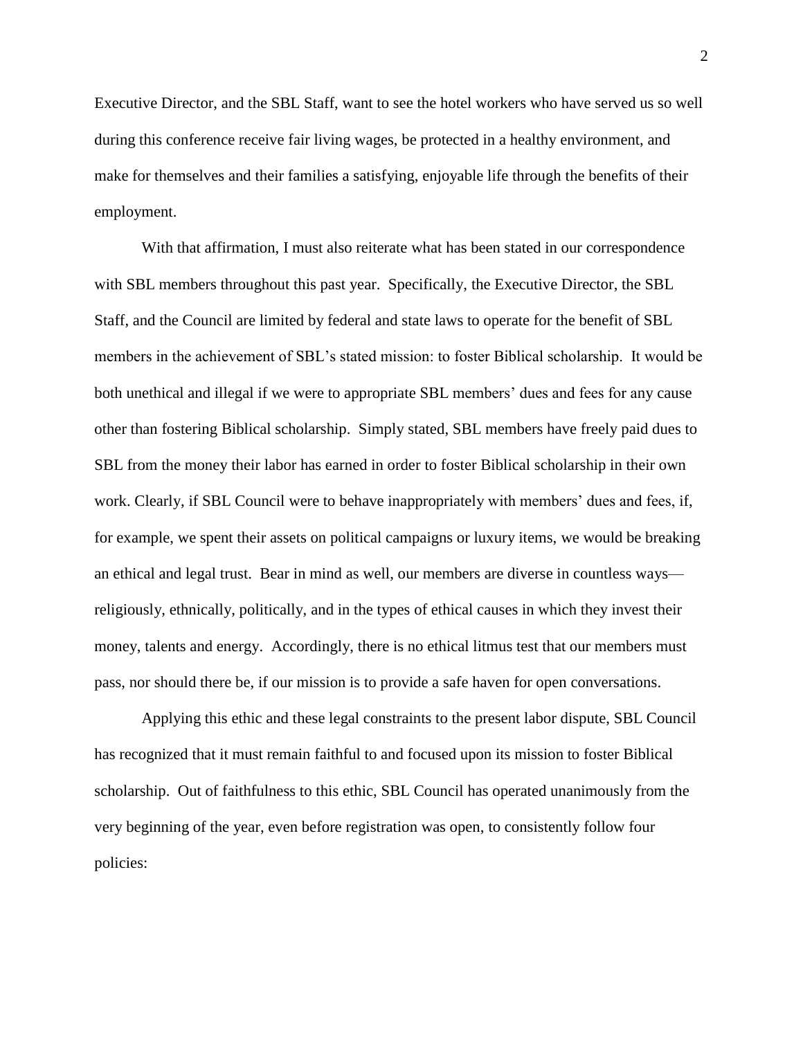Executive Director, and the SBL Staff, want to see the hotel workers who have served us so well during this conference receive fair living wages, be protected in a healthy environment, and make for themselves and their families a satisfying, enjoyable life through the benefits of their employment.

With that affirmation, I must also reiterate what has been stated in our correspondence with SBL members throughout this past year. Specifically, the Executive Director, the SBL Staff, and the Council are limited by federal and state laws to operate for the benefit of SBL members in the achievement of SBL's stated mission: to foster Biblical scholarship. It would be both unethical and illegal if we were to appropriate SBL members' dues and fees for any cause other than fostering Biblical scholarship. Simply stated, SBL members have freely paid dues to SBL from the money their labor has earned in order to foster Biblical scholarship in their own work. Clearly, if SBL Council were to behave inappropriately with members' dues and fees, if, for example, we spent their assets on political campaigns or luxury items, we would be breaking an ethical and legal trust. Bear in mind as well, our members are diverse in countless ways—religiously, ethnically, politically, and in the types of ethical causes in which they invest their money, talents and energy. Accordingly, there is no ethical litmus test that our members must pass, nor should there be, if our mission is to provide a safe haven for open conversations.

Applying this ethic and these legal constraints to the present labor dispute, SBL Council has recognized that it must remain faithful to and focused upon its mission to foster Biblical scholarship. Out of faithfulness to this ethic, SBL Council has operated unanimously from the very beginning of the year, even before registration was open, to consistently follow four policies: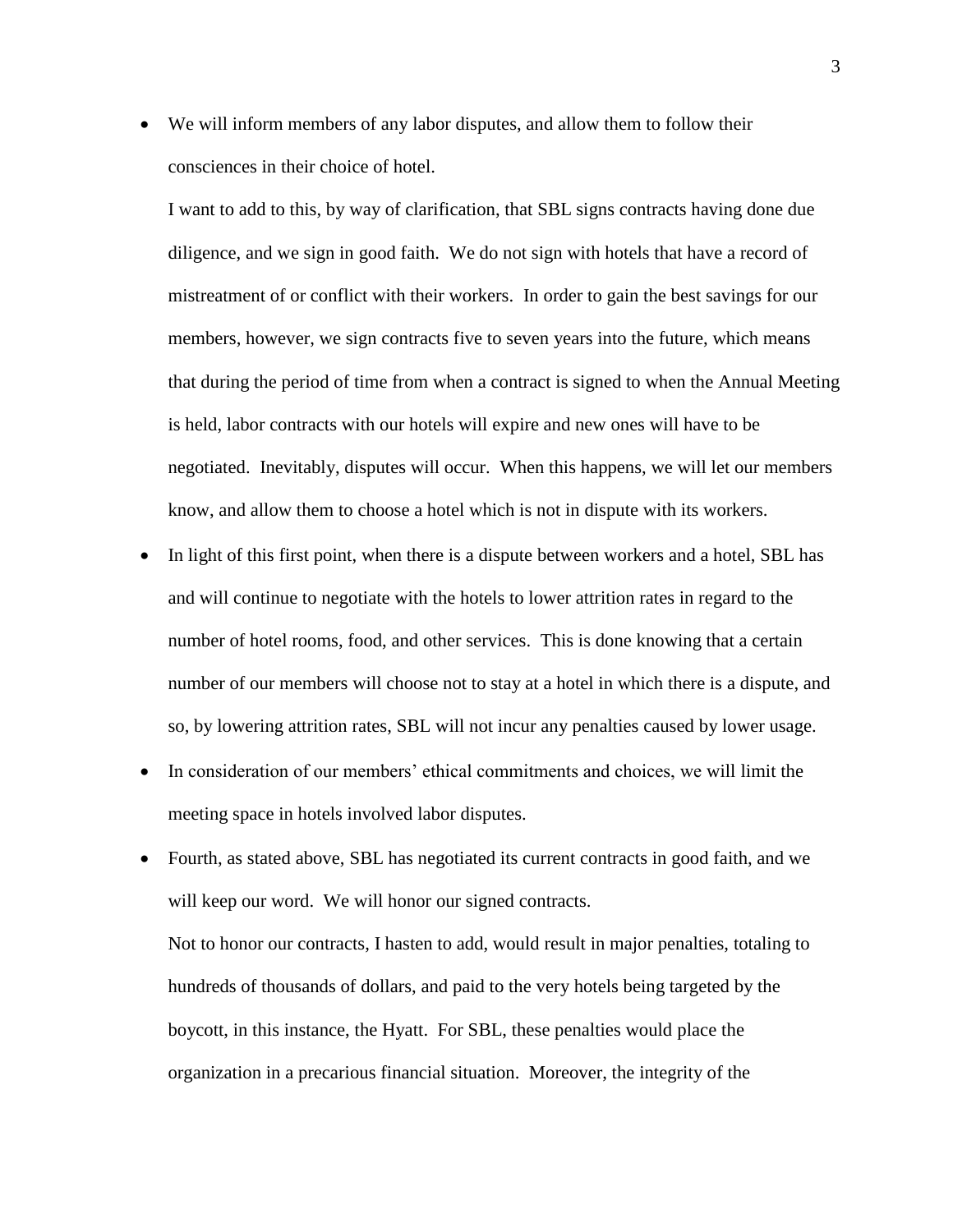- We will inform members of any labor disputes, and allow them to follow their consciences in their choice of hotel.

  I want to add to this, by way of clarification, that SBL signs contracts having done due diligence, and we sign in good faith. We do not sign with hotels that have a record of mistreatment of or conflict with their workers. In order to gain the best savings for our members, however, we sign contracts five to seven years into the future, which means that during the period of time from when a contract is signed to when the Annual Meeting is held, labor contracts with our hotels will expire and new ones will have to be negotiated. Inevitably, disputes will occur. When this happens, we will let our members know, and allow them to choose a hotel which is not in dispute with its workers.

- In light of this first point, when there is a dispute between workers and a hotel, SBL has and will continue to negotiate with the hotels to lower attrition rates in regard to the number of hotel rooms, food, and other services. This is done knowing that a certain number of our members will choose not to stay at a hotel in which there is a dispute, and so, by lowering attrition rates, SBL will not incur any penalties caused by lower usage.

- In consideration of our members' ethical commitments and choices, we will limit the meeting space in hotels involved labor disputes.

- Fourth, as stated above, SBL has negotiated its current contracts in good faith, and we will keep our word. We will honor our signed contracts.

  Not to honor our contracts, I hasten to add, would result in major penalties, totaling to hundreds of thousands of dollars, and paid to the very hotels being targeted by the boycott, in this instance, the Hyatt. For SBL, these penalties would place the organization in a precarious financial situation. Moreover, the integrity of the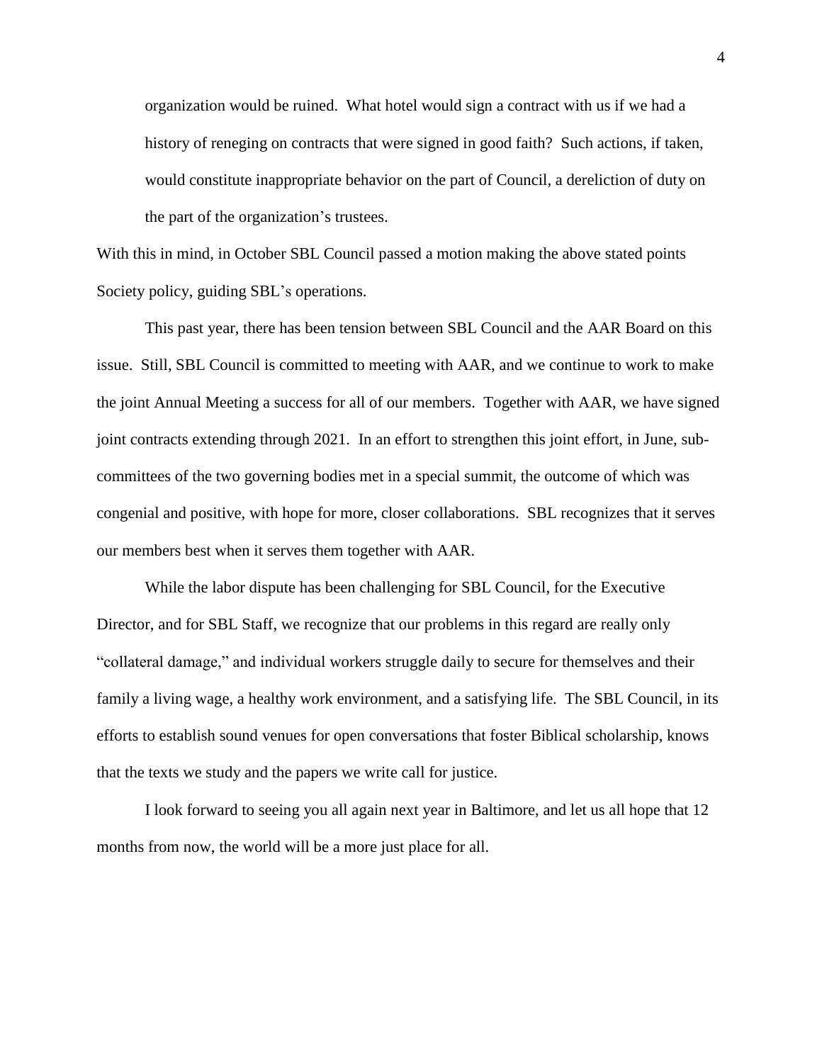organization would be ruined. What hotel would sign a contract with us if we had a history of reneging on contracts that were signed in good faith? Such actions, if taken, would constitute inappropriate behavior on the part of Council, a dereliction of duty on the part of the organization's trustees.

With this in mind, in October SBL Council passed a motion making the above stated points Society policy, guiding SBL's operations.

This past year, there has been tension between SBL Council and the AAR Board on this issue. Still, SBL Council is committed to meeting with AAR, and we continue to work to make the joint Annual Meeting a success for all of our members. Together with AAR, we have signed joint contracts extending through 2021. In an effort to strengthen this joint effort, in June, sub-committees of the two governing bodies met in a special summit, the outcome of which was congenial and positive, with hope for more, closer collaborations. SBL recognizes that it serves our members best when it serves them together with AAR.

While the labor dispute has been challenging for SBL Council, for the Executive Director, and for SBL Staff, we recognize that our problems in this regard are really only "collateral damage," and individual workers struggle daily to secure for themselves and their family a living wage, a healthy work environment, and a satisfying life. The SBL Council, in its efforts to establish sound venues for open conversations that foster Biblical scholarship, knows that the texts we study and the papers we write call for justice.

I look forward to seeing you all again next year in Baltimore, and let us all hope that 12 months from now, the world will be a more just place for all.